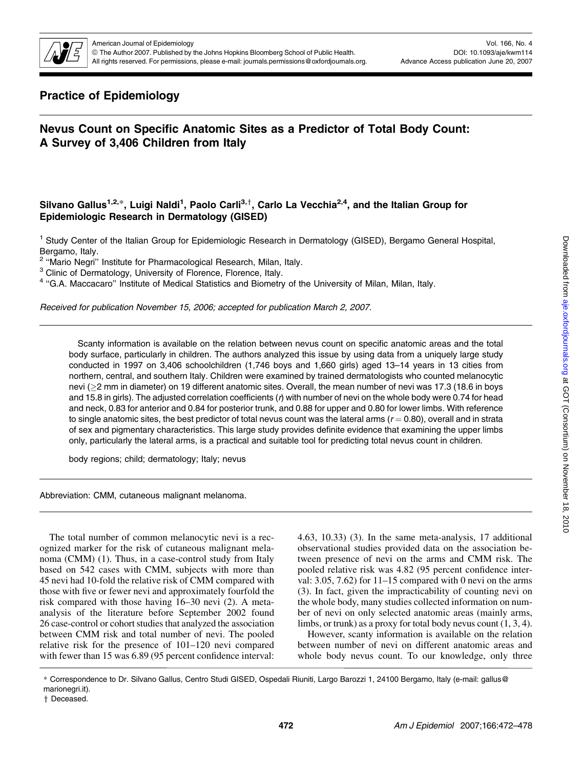## Practice of Epidemiology

# Nevus Count on Specific Anatomic Sites as a Predictor of Total Body Count: A Survey of 3,406 Children from Italy

**Silvano Gallus[1,2,*], Luigi Naldi[1], Paolo Carli[3,†], Carlo La Vecchia[2,4], and the Italian Group for Epidemiologic Research in Dermatology (GISED)**

[1] Study Center of the Italian Group for Epidemiologic Research in Dermatology (GISED), Bergamo General Hospital, Bergamo, Italy.
[2] "Mario Negri" Institute for Pharmacological Research, Milan, Italy.
[3] Clinic of Dermatology, University of Florence, Florence, Italy.
[4] "G.A. Maccacaro" Institute of Medical Statistics and Biometry of the University of Milan, Milan, Italy.

*Received for publication November 15, 2006; accepted for publication March 2, 2007.*

Scanty information is available on the relation between nevus count on specific anatomic areas and the total body surface, particularly in children. The authors analyzed this issue by using data from a uniquely large study conducted in 1997 on 3,406 schoolchildren (1,746 boys and 1,660 girls) aged 13–14 years in 13 cities from northern, central, and southern Italy. Children were examined by trained dermatologists who counted melanocytic nevi (≥2 mm in diameter) on 19 different anatomic sites. Overall, the mean number of nevi was 17.3 (18.6 in boys and 15.8 in girls). The adjusted correlation coefficients ($r$) with number of nevi on the whole body were 0.74 for head and neck, 0.83 for anterior and 0.84 for posterior trunk, and 0.88 for upper and 0.80 for lower limbs. With reference to single anatomic sites, the best predictor of total nevus count was the lateral arms ($r = 0.80$), overall and in strata of sex and pigmentary characteristics. This large study provides definite evidence that examining the upper limbs only, particularly the lateral arms, is a practical and suitable tool for predicting total nevus count in children.

body regions; child; dermatology; Italy; nevus

Abbreviation: CMM, cutaneous malignant melanoma.

The total number of common melanocytic nevi is a recognized marker for the risk of cutaneous malignant melanoma (CMM) (1). Thus, in a case-control study from Italy based on 542 cases with CMM, subjects with more than 45 nevi had 10-fold the relative risk of CMM compared with those with five or fewer nevi and approximately fourfold the risk compared with those having 16–30 nevi (2). A meta-analysis of the literature before September 2002 found 26 case-control or cohort studies that analyzed the association between CMM risk and total number of nevi. The pooled relative risk for the presence of 101–120 nevi compared with fewer than 15 was 6.89 (95 percent confidence interval: 4.63, 10.33) (3). In the same meta-analysis, 17 additional observational studies provided data on the association between presence of nevi on the arms and CMM risk. The pooled relative risk was 4.82 (95 percent confidence interval: 3.05, 7.62) for 11–15 compared with 0 nevi on the arms (3). In fact, given the impracticability of counting nevi on the whole body, many studies collected information on number of nevi on only selected anatomic areas (mainly arms, limbs, or trunk) as a proxy for total body nevus count (1, 3, 4).

However, scanty information is available on the relation between number of nevi on different anatomic areas and whole body nevus count. To our knowledge, only three

* Correspondence to Dr. Silvano Gallus, Centro Studi GISED, Ospedali Riuniti, Largo Barozzi 1, 24100 Bergamo, Italy (e-mail: gallus@marionegri.it).
† Deceased.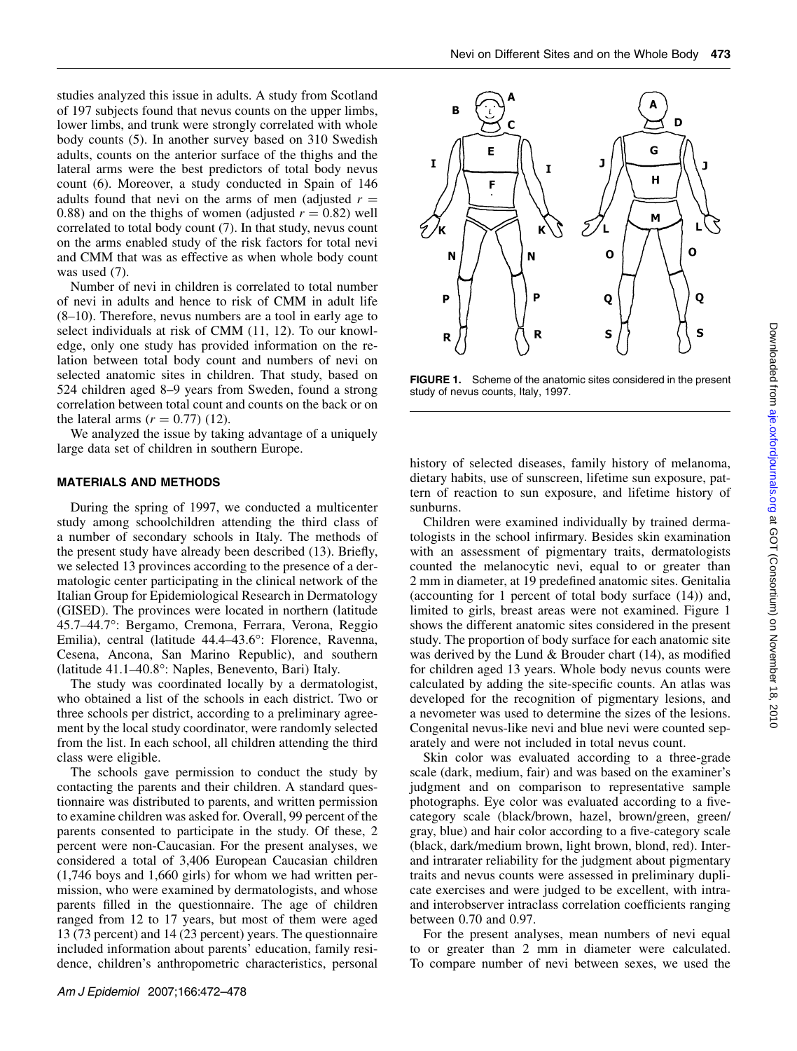studies analyzed this issue in adults. A study from Scotland of 197 subjects found that nevus counts on the upper limbs, lower limbs, and trunk were strongly correlated with whole body counts (5). In another survey based on 310 Swedish adults, counts on the anterior surface of the thighs and the lateral arms were the best predictors of total body nevus count (6). Moreover, a study conducted in Spain of 146 adults found that nevi on the arms of men (adjusted $r = 0.88$) and on the thighs of women (adjusted $r = 0.82$) well correlated to total body count (7). In that study, nevus count on the arms enabled study of the risk factors for total nevi and CMM that was as effective as when whole body count was used (7).

Number of nevi in children is correlated to total number of nevi in adults and hence to risk of CMM in adult life (8–10). Therefore, nevus numbers are a tool in early age to select individuals at risk of CMM (11, 12). To our knowledge, only one study has provided information on the relation between total body count and numbers of nevi on selected anatomic sites in children. That study, based on 524 children aged 8–9 years from Sweden, found a strong correlation between total count and counts on the back or on the lateral arms ($r = 0.77$) (12).

We analyzed the issue by taking advantage of a uniquely large data set of children in southern Europe.

## MATERIALS AND METHODS

During the spring of 1997, we conducted a multicenter study among schoolchildren attending the third class of a number of secondary schools in Italy. The methods of the present study have already been described (13). Briefly, we selected 13 provinces according to the presence of a dermatologic center participating in the clinical network of the Italian Group for Epidemiological Research in Dermatology (GISED). The provinces were located in northern (latitude 45.7–44.7°: Bergamo, Cremona, Ferrara, Verona, Reggio Emilia), central (latitude 44.4–43.6°: Florence, Ravenna, Cesena, Ancona, San Marino Republic), and southern (latitude 41.1–40.8°: Naples, Benevento, Bari) Italy.

The study was coordinated locally by a dermatologist, who obtained a list of the schools in each district. Two or three schools per district, according to a preliminary agreement by the local study coordinator, were randomly selected from the list. In each school, all children attending the third class were eligible.

The schools gave permission to conduct the study by contacting the parents and their children. A standard questionnaire was distributed to parents, and written permission to examine children was asked for. Overall, 99 percent of the parents consented to participate in the study. Of these, 2 percent were non-Caucasian. For the present analyses, we considered a total of 3,406 European Caucasian children (1,746 boys and 1,660 girls) for whom we had written permission, who were examined by dermatologists, and whose parents filled in the questionnaire. The age of children ranged from 12 to 17 years, but most of them were aged 13 (73 percent) and 14 (23 percent) years. The questionnaire included information about parents' education, family residence, children's anthropometric characteristics, personal history of selected diseases, family history of melanoma, dietary habits, use of sunscreen, lifetime sun exposure, pattern of reaction to sun exposure, and lifetime history of sunburns.

**FIGURE 1.** Scheme of the anatomic sites considered in the present study of nevus counts, Italy, 1997.

Children were examined individually by trained dermatologists in the school infirmary. Besides skin examination with an assessment of pigmentary traits, dermatologists counted the melanocytic nevi, equal to or greater than 2 mm in diameter, at 19 predefined anatomic sites. Genitalia (accounting for 1 percent of total body surface (14)) and, limited to girls, breast areas were not examined. Figure 1 shows the different anatomic sites considered in the present study. The proportion of body surface for each anatomic site was derived by the Lund & Brouder chart (14), as modified for children aged 13 years. Whole body nevus counts were calculated by adding the site-specific counts. An atlas was developed for the recognition of pigmentary lesions, and a nevometer was used to determine the sizes of the lesions. Congenital nevus-like nevi and blue nevi were counted separately and were not included in total nevus count.

Skin color was evaluated according to a three-grade scale (dark, medium, fair) and was based on the examiner's judgment and on comparison to representative sample photographs. Eye color was evaluated according to a five-category scale (black/brown, hazel, brown/green, green/gray, blue) and hair color according to a five-category scale (black, dark/medium brown, light brown, blond, red). Inter- and intrarater reliability for the judgment about pigmentary traits and nevus counts were assessed in preliminary duplicate exercises and were judged to be excellent, with intra- and interobserver intraclass correlation coefficients ranging between 0.70 and 0.97.

For the present analyses, mean numbers of nevi equal to or greater than 2 mm in diameter were calculated. To compare number of nevi between sexes, we used the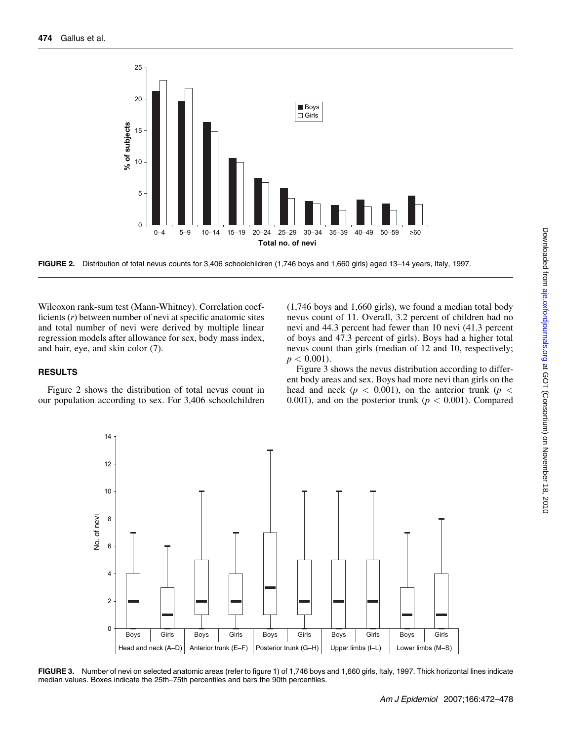FIGURE 2. Distribution of total nevus counts for 3,406 schoolchildren (1,746 boys and 1,660 girls) aged 13–14 years, Italy, 1997.

Wilcoxon rank-sum test (Mann-Whitney). Correlation coefficients ($r$) between number of nevi at specific anatomic sites and total number of nevi were derived by multiple linear regression models after allowance for sex, body mass index, and hair, eye, and skin color (7).

## RESULTS

Figure 2 shows the distribution of total nevus count in our population according to sex. For 3,406 schoolchildren (1,746 boys and 1,660 girls), we found a median total body nevus count of 11. Overall, 3.2 percent of children had no nevi and 44.3 percent had fewer than 10 nevi (41.3 percent of boys and 47.3 percent of girls). Boys had a higher total nevus count than girls (median of 12 and 10, respectively; $p < 0.001$).

Figure 3 shows the nevus distribution according to different body areas and sex. Boys had more nevi than girls on the head and neck ($p < 0.001$), on the anterior trunk ($p < 0.001$), and on the posterior trunk ($p < 0.001$). Compared

FIGURE 3. Number of nevi on selected anatomic areas (refer to figure 1) of 1,746 boys and 1,660 girls, Italy, 1997. Thick horizontal lines indicate median values. Boxes indicate the 25th–75th percentiles and bars the 90th percentiles.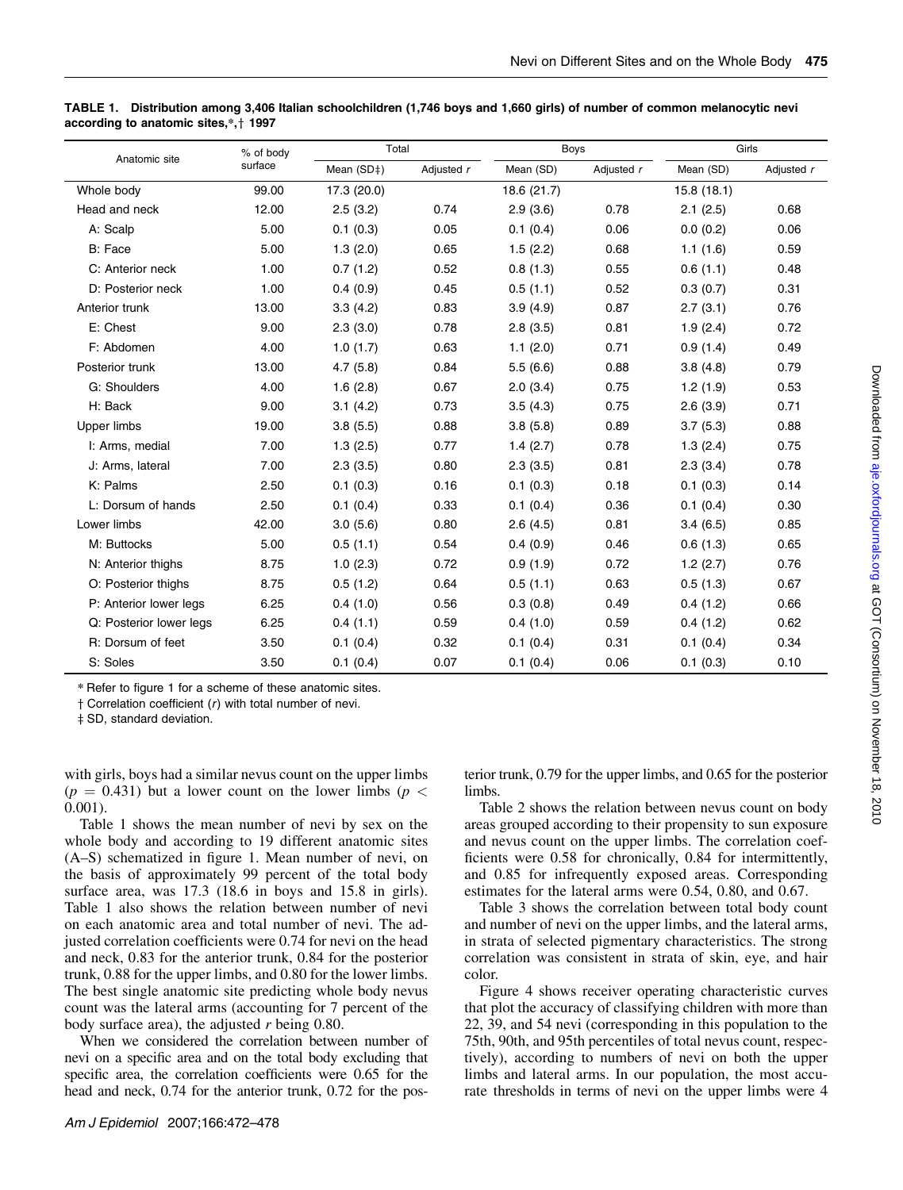**TABLE 1. Distribution among 3,406 Italian schoolchildren (1,746 boys and 1,660 girls) of number of common melanocytic nevi according to anatomic sites,*,† 1997**

| Anatomic site | % of body surface | Total | | Boys | | Girls | |
|---|---|---|---|---|---|---|---|
| | | Mean (SD‡) | Adjusted *r* | Mean (SD) | Adjusted *r* | Mean (SD) | Adjusted *r* |
| Whole body | 99.00 | 17.3 (20.0) | | 18.6 (21.7) | | 15.8 (18.1) | |
| Head and neck | 12.00 | 2.5 (3.2) | 0.74 | 2.9 (3.6) | 0.78 | 2.1 (2.5) | 0.68 |
| A: Scalp | 5.00 | 0.1 (0.3) | 0.05 | 0.1 (0.4) | 0.06 | 0.0 (0.2) | 0.06 |
| B: Face | 5.00 | 1.3 (2.0) | 0.65 | 1.5 (2.2) | 0.68 | 1.1 (1.6) | 0.59 |
| C: Anterior neck | 1.00 | 0.7 (1.2) | 0.52 | 0.8 (1.3) | 0.55 | 0.6 (1.1) | 0.48 |
| D: Posterior neck | 1.00 | 0.4 (0.9) | 0.45 | 0.5 (1.1) | 0.52 | 0.3 (0.7) | 0.31 |
| Anterior trunk | 13.00 | 3.3 (4.2) | 0.83 | 3.9 (4.9) | 0.87 | 2.7 (3.1) | 0.76 |
| E: Chest | 9.00 | 2.3 (3.0) | 0.78 | 2.8 (3.5) | 0.81 | 1.9 (2.4) | 0.72 |
| F: Abdomen | 4.00 | 1.0 (1.7) | 0.63 | 1.1 (2.0) | 0.71 | 0.9 (1.4) | 0.49 |
| Posterior trunk | 13.00 | 4.7 (5.8) | 0.84 | 5.5 (6.6) | 0.88 | 3.8 (4.8) | 0.79 |
| G: Shoulders | 4.00 | 1.6 (2.8) | 0.67 | 2.0 (3.4) | 0.75 | 1.2 (1.9) | 0.53 |
| H: Back | 9.00 | 3.1 (4.2) | 0.73 | 3.5 (4.3) | 0.75 | 2.6 (3.9) | 0.71 |
| Upper limbs | 19.00 | 3.8 (5.5) | 0.88 | 3.8 (5.8) | 0.89 | 3.7 (5.3) | 0.88 |
| I: Arms, medial | 7.00 | 1.3 (2.5) | 0.77 | 1.4 (2.7) | 0.78 | 1.3 (2.4) | 0.75 |
| J: Arms, lateral | 7.00 | 2.3 (3.5) | 0.80 | 2.3 (3.5) | 0.81 | 2.3 (3.4) | 0.78 |
| K: Palms | 2.50 | 0.1 (0.3) | 0.16 | 0.1 (0.3) | 0.18 | 0.1 (0.3) | 0.14 |
| L: Dorsum of hands | 2.50 | 0.1 (0.4) | 0.33 | 0.1 (0.4) | 0.36 | 0.1 (0.4) | 0.30 |
| Lower limbs | 42.00 | 3.0 (5.6) | 0.80 | 2.6 (4.5) | 0.81 | 3.4 (6.5) | 0.85 |
| M: Buttocks | 5.00 | 0.5 (1.1) | 0.54 | 0.4 (0.9) | 0.46 | 0.6 (1.3) | 0.65 |
| N: Anterior thighs | 8.75 | 1.0 (2.3) | 0.72 | 0.9 (1.9) | 0.72 | 1.2 (2.7) | 0.76 |
| O: Posterior thighs | 8.75 | 0.5 (1.2) | 0.64 | 0.5 (1.1) | 0.63 | 0.5 (1.3) | 0.67 |
| P: Anterior lower legs | 6.25 | 0.4 (1.0) | 0.56 | 0.3 (0.8) | 0.49 | 0.4 (1.2) | 0.66 |
| Q: Posterior lower legs | 6.25 | 0.4 (1.1) | 0.59 | 0.4 (1.0) | 0.59 | 0.4 (1.2) | 0.62 |
| R: Dorsum of feet | 3.50 | 0.1 (0.4) | 0.32 | 0.1 (0.4) | 0.31 | 0.1 (0.4) | 0.34 |
| S: Soles | 3.50 | 0.1 (0.4) | 0.07 | 0.1 (0.4) | 0.06 | 0.1 (0.3) | 0.10 |

* Refer to figure 1 for a scheme of these anatomic sites.

† Correlation coefficient (*r*) with total number of nevi.

‡ SD, standard deviation.

with girls, boys had a similar nevus count on the upper limbs ($p = 0.431$) but a lower count on the lower limbs ($p < 0.001$).

Table 1 shows the mean number of nevi by sex on the whole body and according to 19 different anatomic sites (A–S) schematized in figure 1. Mean number of nevi, on the basis of approximately 99 percent of the total body surface area, was 17.3 (18.6 in boys and 15.8 in girls). Table 1 also shows the relation between number of nevi on each anatomic area and total number of nevi. The adjusted correlation coefficients were 0.74 for nevi on the head and neck, 0.83 for the anterior trunk, 0.84 for the posterior trunk, 0.88 for the upper limbs, and 0.80 for the lower limbs. The best single anatomic site predicting whole body nevus count was the lateral arms (accounting for 7 percent of the body surface area), the adjusted *r* being 0.80.

When we considered the correlation between number of nevi on a specific area and on the total body excluding that specific area, the correlation coefficients were 0.65 for the head and neck, 0.74 for the anterior trunk, 0.72 for the posterior trunk, 0.79 for the upper limbs, and 0.65 for the posterior limbs.

Table 2 shows the relation between nevus count on body areas grouped according to their propensity to sun exposure and nevus count on the upper limbs. The correlation coefficients were 0.58 for chronically, 0.84 for intermittently, and 0.85 for infrequently exposed areas. Corresponding estimates for the lateral arms were 0.54, 0.80, and 0.67.

Table 3 shows the correlation between total body count and number of nevi on the upper limbs, and the lateral arms, in strata of selected pigmentary characteristics. The strong correlation was consistent in strata of skin, eye, and hair color.

Figure 4 shows receiver operating characteristic curves that plot the accuracy of classifying children with more than 22, 39, and 54 nevi (corresponding in this population to the 75th, 90th, and 95th percentiles of total nevus count, respectively), according to numbers of nevi on both the upper limbs and lateral arms. In our population, the most accurate thresholds in terms of nevi on the upper limbs were 4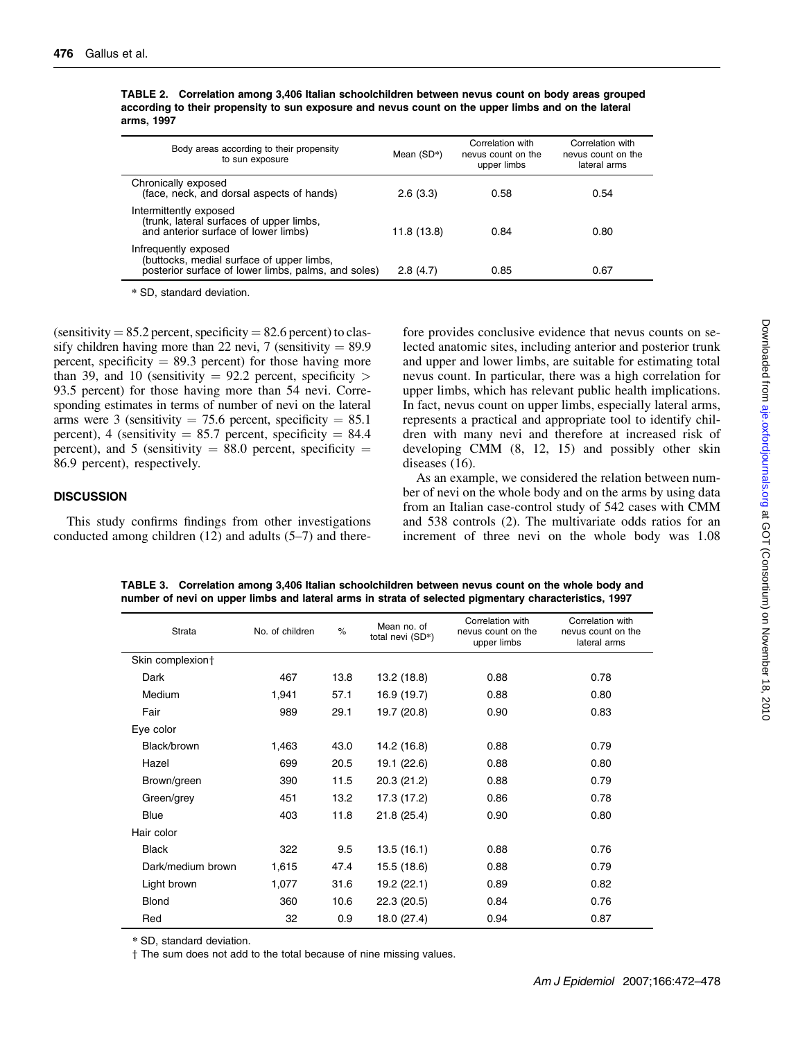**TABLE 2. Correlation among 3,406 Italian schoolchildren between nevus count on body areas grouped according to their propensity to sun exposure and nevus count on the upper limbs and on the lateral arms, 1997**

| Body areas according to their propensity to sun exposure | Mean (SD*) | Correlation with nevus count on the upper limbs | Correlation with nevus count on the lateral arms |
|---|---|---|---|
| Chronically exposed (face, neck, and dorsal aspects of hands) | 2.6 (3.3) | 0.58 | 0.54 |
| Intermittently exposed (trunk, lateral surfaces of upper limbs, and anterior surface of lower limbs) | 11.8 (13.8) | 0.84 | 0.80 |
| Infrequently exposed (buttocks, medial surface of upper limbs, posterior surface of lower limbs, palms, and soles) | 2.8 (4.7) | 0.85 | 0.67 |

* SD, standard deviation.

(sensitivity = 85.2 percent, specificity = 82.6 percent) to classify children having more than 22 nevi, 7 (sensitivity = 89.9 percent, specificity = 89.3 percent) for those having more than 39, and 10 (sensitivity = 92.2 percent, specificity > 93.5 percent) for those having more than 54 nevi. Corresponding estimates in terms of number of nevi on the lateral arms were 3 (sensitivity = 75.6 percent, specificity = 85.1 percent), 4 (sensitivity = 85.7 percent, specificity = 84.4 percent), and 5 (sensitivity = 88.0 percent, specificity = 86.9 percent), respectively.

## DISCUSSION

This study confirms findings from other investigations conducted among children (12) and adults (5–7) and therefore provides conclusive evidence that nevus counts on selected anatomic sites, including anterior and posterior trunk and upper and lower limbs, are suitable for estimating total nevus count. In particular, there was a high correlation for upper limbs, which has relevant public health implications. In fact, nevus count on upper limbs, especially lateral arms, represents a practical and appropriate tool to identify children with many nevi and therefore at increased risk of developing CMM (8, 12, 15) and possibly other skin diseases (16).

As an example, we considered the relation between number of nevi on the whole body and on the arms by using data from an Italian case-control study of 542 cases with CMM and 538 controls (2). The multivariate odds ratios for an increment of three nevi on the whole body was 1.08

**TABLE 3. Correlation among 3,406 Italian schoolchildren between nevus count on the whole body and number of nevi on upper limbs and lateral arms in strata of selected pigmentary characteristics, 1997**

| Strata | No. of children | % | Mean no. of total nevi (SD*) | Correlation with nevus count on the upper limbs | Correlation with nevus count on the lateral arms |
|---|---|---|---|---|---|
| Skin complexion† | | | | | |
| Dark | 467 | 13.8 | 13.2 (18.8) | 0.88 | 0.78 |
| Medium | 1,941 | 57.1 | 16.9 (19.7) | 0.88 | 0.80 |
| Fair | 989 | 29.1 | 19.7 (20.8) | 0.90 | 0.83 |
| Eye color | | | | | |
| Black/brown | 1,463 | 43.0 | 14.2 (16.8) | 0.88 | 0.79 |
| Hazel | 699 | 20.5 | 19.1 (22.6) | 0.88 | 0.80 |
| Brown/green | 390 | 11.5 | 20.3 (21.2) | 0.88 | 0.79 |
| Green/grey | 451 | 13.2 | 17.3 (17.2) | 0.86 | 0.78 |
| Blue | 403 | 11.8 | 21.8 (25.4) | 0.90 | 0.80 |
| Hair color | | | | | |
| Black | 322 | 9.5 | 13.5 (16.1) | 0.88 | 0.76 |
| Dark/medium brown | 1,615 | 47.4 | 15.5 (18.6) | 0.88 | 0.79 |
| Light brown | 1,077 | 31.6 | 19.2 (22.1) | 0.89 | 0.82 |
| Blond | 360 | 10.6 | 22.3 (20.5) | 0.84 | 0.76 |
| Red | 32 | 0.9 | 18.0 (27.4) | 0.94 | 0.87 |

* SD, standard deviation.

† The sum does not add to the total because of nine missing values.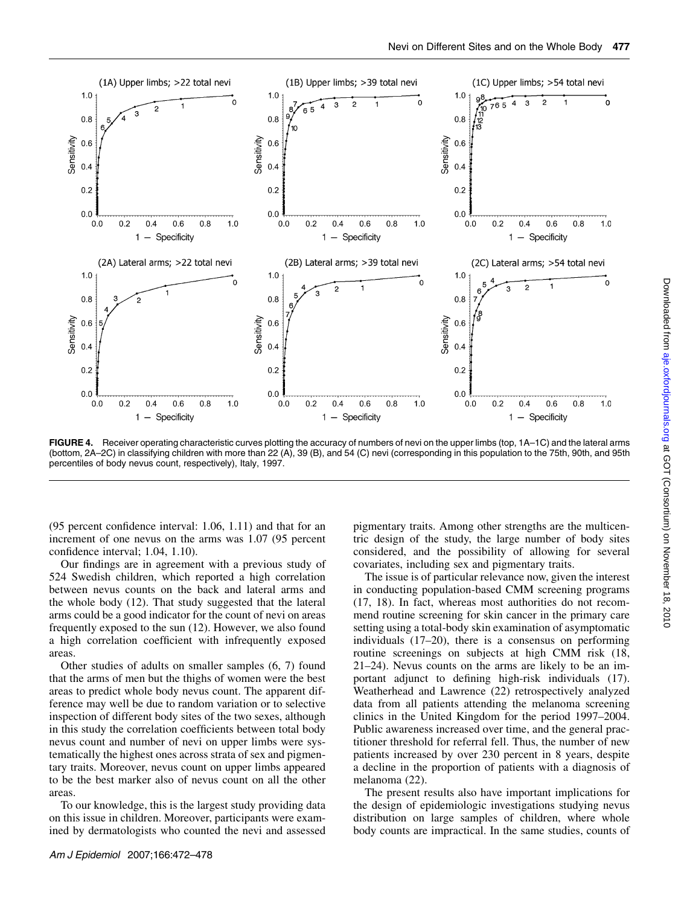FIGURE 4. Receiver operating characteristic curves plotting the accuracy of numbers of nevi on the upper limbs (top, 1A–1C) and the lateral arms (bottom, 2A–2C) in classifying children with more than 22 (A), 39 (B), and 54 (C) nevi (corresponding in this population to the 75th, 90th, and 95th percentiles of body nevus count, respectively), Italy, 1997.

(95 percent confidence interval: 1.06, 1.11) and that for an increment of one nevus on the arms was 1.07 (95 percent confidence interval; 1.04, 1.10).

Our findings are in agreement with a previous study of 524 Swedish children, which reported a high correlation between nevus counts on the back and lateral arms and the whole body (12). That study suggested that the lateral arms could be a good indicator for the count of nevi on areas frequently exposed to the sun (12). However, we also found a high correlation coefficient with infrequently exposed areas.

Other studies of adults on smaller samples (6, 7) found that the arms of men but the thighs of women were the best areas to predict whole body nevus count. The apparent difference may well be due to random variation or to selective inspection of different body sites of the two sexes, although in this study the correlation coefficients between total body nevus count and number of nevi on upper limbs were systematically the highest ones across strata of sex and pigmentary traits. Moreover, nevus count on upper limbs appeared to be the best marker also of nevus count on all the other areas.

To our knowledge, this is the largest study providing data on this issue in children. Moreover, participants were examined by dermatologists who counted the nevi and assessed pigmentary traits. Among other strengths are the multicentric design of the study, the large number of body sites considered, and the possibility of allowing for several covariates, including sex and pigmentary traits.

The issue is of particular relevance now, given the interest in conducting population-based CMM screening programs (17, 18). In fact, whereas most authorities do not recommend routine screening for skin cancer in the primary care setting using a total-body skin examination of asymptomatic individuals (17–20), there is a consensus on performing routine screenings on subjects at high CMM risk (18, 21–24). Nevus counts on the arms are likely to be an important adjunct to defining high-risk individuals (17). Weatherhead and Lawrence (22) retrospectively analyzed data from all patients attending the melanoma screening clinics in the United Kingdom for the period 1997–2004. Public awareness increased over time, and the general practitioner threshold for referral fell. Thus, the number of new patients increased by over 230 percent in 8 years, despite a decline in the proportion of patients with a diagnosis of melanoma (22).

The present results also have important implications for the design of epidemiologic investigations studying nevus distribution on large samples of children, where whole body counts are impractical. In the same studies, counts of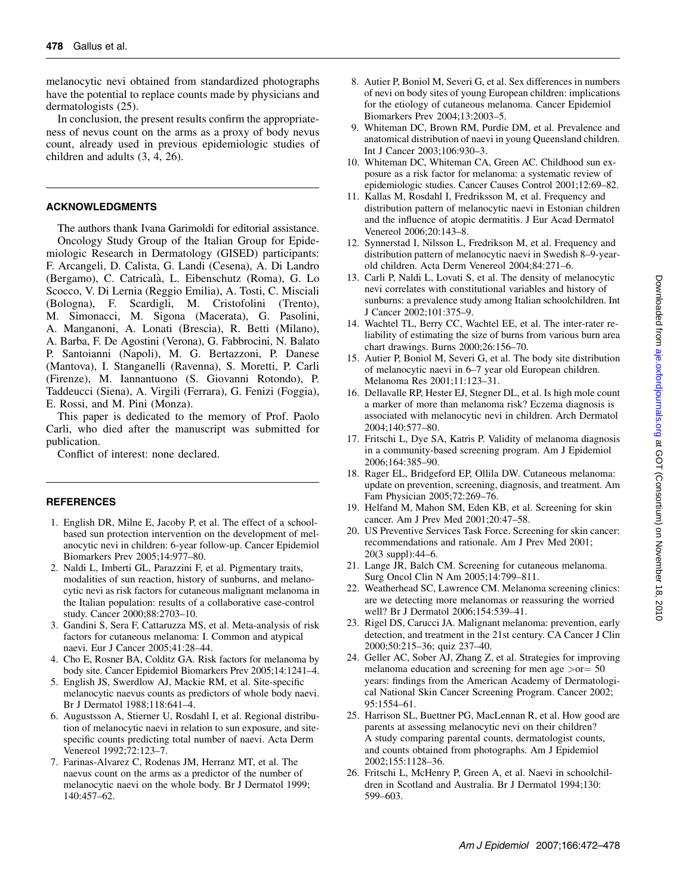melanocytic nevi obtained from standardized photographs have the potential to replace counts made by physicians and dermatologists (25).

In conclusion, the present results confirm the appropriateness of nevus count on the arms as a proxy of body nevus count, already used in previous epidemiologic studies of children and adults (3, 4, 26).

## ACKNOWLEDGMENTS

The authors thank Ivana Garimoldi for editorial assistance.

Oncology Study Group of the Italian Group for Epidemiologic Research in Dermatology (GISED) participants: F. Arcangeli, D. Calista, G. Landi (Cesena), A. Di Landro (Bergamo), C. Catricalà, L. Eibenschutz (Roma), G. Lo Scocco, V. Di Lernia (Reggio Emilia), A. Tosti, C. Misciali (Bologna), F. Scardigli, M. Cristofolini (Trento), M. Simonacci, M. Sigona (Macerata), G. Pasolini, A. Manganoni, A. Lonati (Brescia), R. Betti (Milano), A. Barba, F. De Agostini (Verona), G. Fabbrocini, N. Balato P. Santoianni (Napoli), M. G. Bertazzoni, P. Danese (Mantova), I. Stanganelli (Ravenna), S. Moretti, P. Carli (Firenze), M. Iannantuono (S. Giovanni Rotondo), P. Taddeucci (Siena), A. Virgili (Ferrara), G. Fenizi (Foggia), E. Rossi, and M. Pini (Monza).

This paper is dedicated to the memory of Prof. Paolo Carli, who died after the manuscript was submitted for publication.

Conflict of interest: none declared.

## REFERENCES

1. English DR, Milne E, Jacoby P, et al. The effect of a school-based sun protection intervention on the development of melanocytic nevi in children: 6-year follow-up. Cancer Epidemiol Biomarkers Prev 2005;14:977–80.
2. Naldi L, Imberti GL, Parazzini F, et al. Pigmentary traits, modalities of sun reaction, history of sunburns, and melanocytic nevi as risk factors for cutaneous malignant melanoma in the Italian population: results of a collaborative case-control study. Cancer 2000;88:2703–10.
3. Gandini S, Sera F, Cattaruzza MS, et al. Meta-analysis of risk factors for cutaneous melanoma: I. Common and atypical naevi. Eur J Cancer 2005;41:28–44.
4. Cho E, Rosner BA, Colditz GA. Risk factors for melanoma by body site. Cancer Epidemiol Biomarkers Prev 2005;14:1241–4.
5. English JS, Swerdlow AJ, Mackie RM, et al. Site-specific melanocytic naevus counts as predictors of whole body naevi. Br J Dermatol 1988;118:641–4.
6. Augustsson A, Stierner U, Rosdahl I, et al. Regional distribution of melanocytic naevi in relation to sun exposure, and site-specific counts predicting total number of naevi. Acta Derm Venereol 1992;72:123–7.
7. Farinas-Alvarez C, Rodenas JM, Herranz MT, et al. The naevus count on the arms as a predictor of the number of melanocytic naevi on the whole body. Br J Dermatol 1999; 140:457–62.
8. Autier P, Boniol M, Severi G, et al. Sex differences in numbers of nevi on body sites of young European children: implications for the etiology of cutaneous melanoma. Cancer Epidemiol Biomarkers Prev 2004;13:2003–5.
9. Whiteman DC, Brown RM, Purdie DM, et al. Prevalence and anatomical distribution of naevi in young Queensland children. Int J Cancer 2003;106:930–3.
10. Whiteman DC, Whiteman CA, Green AC. Childhood sun exposure as a risk factor for melanoma: a systematic review of epidemiologic studies. Cancer Causes Control 2001;12:69–82.
11. Kallas M, Rosdahl I, Fredriksson M, et al. Frequency and distribution pattern of melanocytic naevi in Estonian children and the influence of atopic dermatitis. J Eur Acad Dermatol Venereol 2006;20:143–8.
12. Synnerstad I, Nilsson L, Fredrikson M, et al. Frequency and distribution pattern of melanocytic naevi in Swedish 8–9-year-old children. Acta Derm Venereol 2004;84:271–6.
13. Carli P, Naldi L, Lovati S, et al. The density of melanocytic nevi correlates with constitutional variables and history of sunburns: a prevalence study among Italian schoolchildren. Int J Cancer 2002;101:375–9.
14. Wachtel TL, Berry CC, Wachtel EE, et al. The inter-rater reliability of estimating the size of burns from various burn area chart drawings. Burns 2000;26:156–70.
15. Autier P, Boniol M, Severi G, et al. The body site distribution of melanocytic naevi in 6–7 year old European children. Melanoma Res 2001;11:123–31.
16. Dellavalle RP, Hester EJ, Stegner DL, et al. Is high mole count a marker of more than melanoma risk? Eczema diagnosis is associated with melanocytic nevi in children. Arch Dermatol 2004;140:577–80.
17. Fritschi L, Dye SA, Katris P. Validity of melanoma diagnosis in a community-based screening program. Am J Epidemiol 2006;164:385–90.
18. Rager EL, Bridgeford EP, Ollila DW. Cutaneous melanoma: update on prevention, screening, diagnosis, and treatment. Am Fam Physician 2005;72:269–76.
19. Helfand M, Mahon SM, Eden KB, et al. Screening for skin cancer. Am J Prev Med 2001;20:47–58.
20. US Preventive Services Task Force. Screening for skin cancer: recommendations and rationale. Am J Prev Med 2001; 20(3 suppl):44–6.
21. Lange JR, Balch CM. Screening for cutaneous melanoma. Surg Oncol Clin N Am 2005;14:799–811.
22. Weatherhead SC, Lawrence CM. Melanoma screening clinics: are we detecting more melanomas or reassuring the worried well? Br J Dermatol 2006;154:539–41.
23. Rigel DS, Carucci JA. Malignant melanoma: prevention, early detection, and treatment in the 21st century. CA Cancer J Clin 2000;50:215–36; quiz 237–40.
24. Geller AC, Sober AJ, Zhang Z, et al. Strategies for improving melanoma education and screening for men age >or= 50 years: findings from the American Academy of Dermatological National Skin Cancer Screening Program. Cancer 2002; 95:1554–61.
25. Harrison SL, Buettner PG, MacLennan R, et al. How good are parents at assessing melanocytic nevi on their children? A study comparing parental counts, dermatologist counts, and counts obtained from photographs. Am J Epidemiol 2002;155:1128–36.
26. Fritschi L, McHenry P, Green A, et al. Naevi in schoolchildren in Scotland and Australia. Br J Dermatol 1994;130: 599–603.